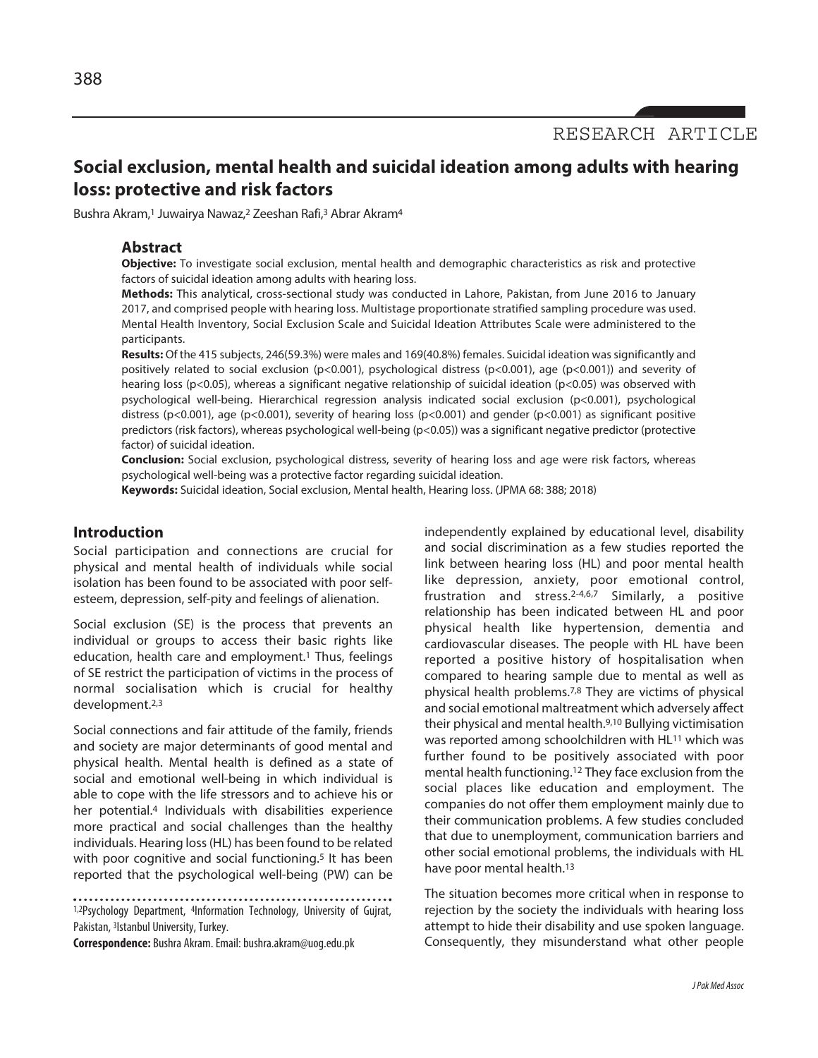RESEARCH ARTICLE

# Social exclusion, mental health and suicidal ideation among adults with hearing loss: protective and risk factors

Bushra Akram,[1] Juwairya Nawaz,[2] Zeeshan Rafi,[3] Abrar Akram[4]

## Abstract

**Objective:** To investigate social exclusion, mental health and demographic characteristics as risk and protective factors of suicidal ideation among adults with hearing loss.

**Methods:** This analytical, cross-sectional study was conducted in Lahore, Pakistan, from June 2016 to January 2017, and comprised people with hearing loss. Multistage proportionate stratified sampling procedure was used. Mental Health Inventory, Social Exclusion Scale and Suicidal Ideation Attributes Scale were administered to the participants.

**Results:** Of the 415 subjects, 246(59.3%) were males and 169(40.8%) females. Suicidal ideation was significantly and positively related to social exclusion ($p<0.001$), psychological distress ($p<0.001$), age ($p<0.001$)) and severity of hearing loss ($p<0.05$), whereas a significant negative relationship of suicidal ideation ($p<0.05$) was observed with psychological well-being. Hierarchical regression analysis indicated social exclusion ($p<0.001$), psychological distress ($p<0.001$), age ($p<0.001$), severity of hearing loss ($p<0.001$) and gender ($p<0.001$) as significant positive predictors (risk factors), whereas psychological well-being ($p<0.05$)) was a significant negative predictor (protective factor) of suicidal ideation.

**Conclusion:** Social exclusion, psychological distress, severity of hearing loss and age were risk factors, whereas psychological well-being was a protective factor regarding suicidal ideation.

**Keywords:** Suicidal ideation, Social exclusion, Mental health, Hearing loss. (JPMA 68: 388; 2018)

## Introduction

Social participation and connections are crucial for physical and mental health of individuals while social isolation has been found to be associated with poor self-esteem, depression, self-pity and feelings of alienation.

Social exclusion (SE) is the process that prevents an individual or groups to access their basic rights like education, health care and employment.[1] Thus, feelings of SE restrict the participation of victims in the process of normal socialisation which is crucial for healthy development.[2,3]

Social connections and fair attitude of the family, friends and society are major determinants of good mental and physical health. Mental health is defined as a state of social and emotional well-being in which individual is able to cope with the life stressors and to achieve his or her potential.[4] Individuals with disabilities experience more practical and social challenges than the healthy individuals. Hearing loss (HL) has been found to be related with poor cognitive and social functioning.[5] It has been reported that the psychological well-being (PW) can be independently explained by educational level, disability and social discrimination as a few studies reported the link between hearing loss (HL) and poor mental health like depression, anxiety, poor emotional control, frustration and stress.[2-4,6,7] Similarly, a positive relationship has been indicated between HL and poor physical health like hypertension, dementia and cardiovascular diseases. The people with HL have been reported a positive history of hospitalisation when compared to hearing sample due to mental as well as physical health problems.[7,8] They are victims of physical and social emotional maltreatment which adversely affect their physical and mental health.[9,10] Bullying victimisation was reported among schoolchildren with HL[11] which was further found to be positively associated with poor mental health functioning.[12] They face exclusion from the social places like education and employment. The companies do not offer them employment mainly due to their communication problems. A few studies concluded that due to unemployment, communication barriers and other social emotional problems, the individuals with HL have poor mental health.[13]

The situation becomes more critical when in response to rejection by the society the individuals with hearing loss attempt to hide their disability and use spoken language. Consequently, they misunderstand what other people

[1,2]Psychology Department, [4]Information Technology, University of Gujrat, Pakistan, [3]Istanbul University, Turkey.

**Correspondence:** Bushra Akram. Email: bushra.akram@uog.edu.pk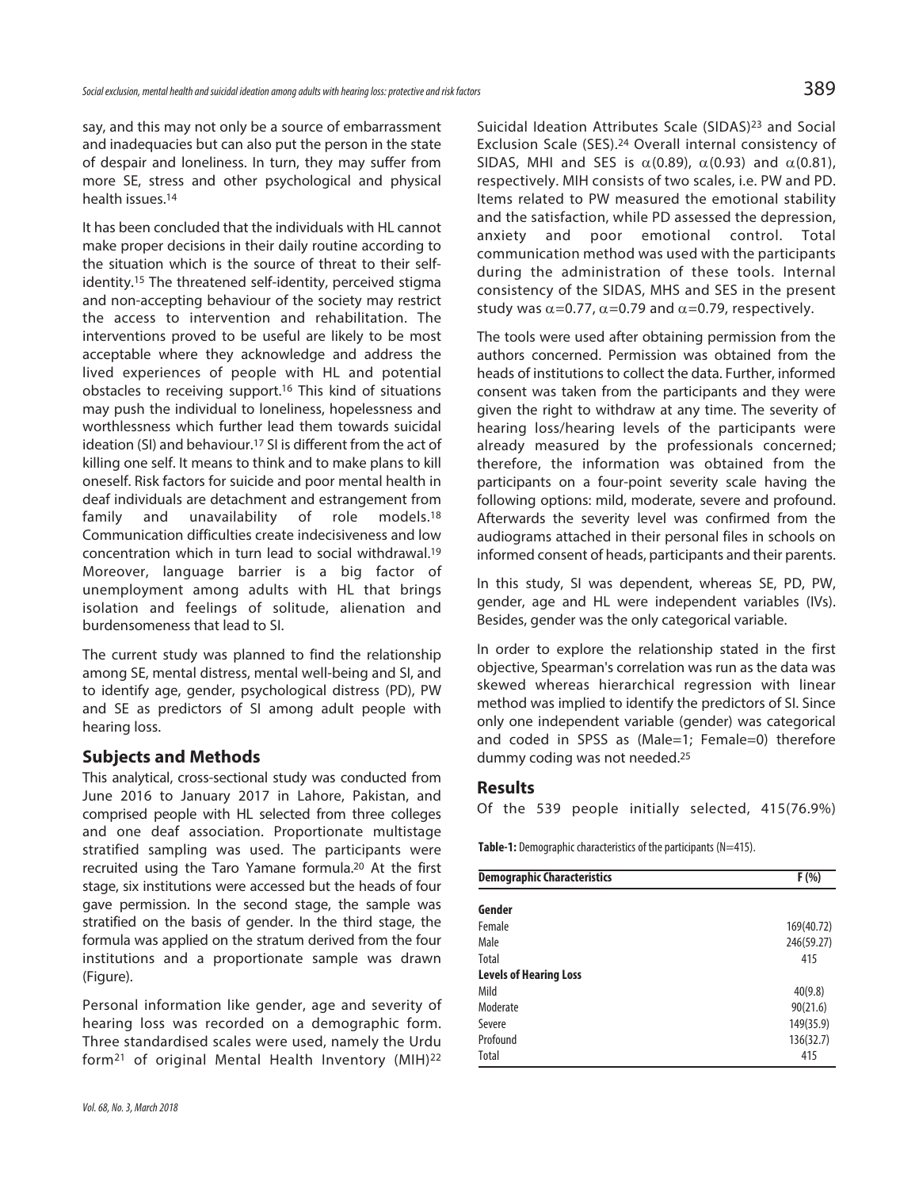say, and this may not only be a source of embarrassment and inadequacies but can also put the person in the state of despair and loneliness. In turn, they may suffer from more SE, stress and other psychological and physical health issues.[14]

It has been concluded that the individuals with HL cannot make proper decisions in their daily routine according to the situation which is the source of threat to their self-identity.[15] The threatened self-identity, perceived stigma and non-accepting behaviour of the society may restrict the access to intervention and rehabilitation. The interventions proved to be useful are likely to be most acceptable where they acknowledge and address the lived experiences of people with HL and potential obstacles to receiving support.[16] This kind of situations may push the individual to loneliness, hopelessness and worthlessness which further lead them towards suicidal ideation (SI) and behaviour.[17] SI is different from the act of killing one self. It means to think and to make plans to kill oneself. Risk factors for suicide and poor mental health in deaf individuals are detachment and estrangement from family and unavailability of role models.[18] Communication difficulties create indecisiveness and low concentration which in turn lead to social withdrawal.[19] Moreover, language barrier is a big factor of unemployment among adults with HL that brings isolation and feelings of solitude, alienation and burdensomeness that lead to SI.

The current study was planned to find the relationship among SE, mental distress, mental well-being and SI, and to identify age, gender, psychological distress (PD), PW and SE as predictors of SI among adult people with hearing loss.

## Subjects and Methods

This analytical, cross-sectional study was conducted from June 2016 to January 2017 in Lahore, Pakistan, and comprised people with HL selected from three colleges and one deaf association. Proportionate multistage stratified sampling was used. The participants were recruited using the Taro Yamane formula.[20] At the first stage, six institutions were accessed but the heads of four gave permission. In the second stage, the sample was stratified on the basis of gender. In the third stage, the formula was applied on the stratum derived from the four institutions and a proportionate sample was drawn (Figure).

Personal information like gender, age and severity of hearing loss was recorded on a demographic form. Three standardised scales were used, namely the Urdu form[21] of original Mental Health Inventory (MIH)[22] Suicidal Ideation Attributes Scale (SIDAS)[23] and Social Exclusion Scale (SES).[24] Overall internal consistency of SIDAS, MHI and SES is $\alpha(0.89)$, $\alpha(0.93)$ and $\alpha(0.81)$, respectively. MIH consists of two scales, i.e. PW and PD. Items related to PW measured the emotional stability and the satisfaction, while PD assessed the depression, anxiety and poor emotional control. Total communication method was used with the participants during the administration of these tools. Internal consistency of the SIDAS, MHS and SES in the present study was $\alpha$=0.77, $\alpha$=0.79 and $\alpha$=0.79, respectively.

The tools were used after obtaining permission from the authors concerned. Permission was obtained from the heads of institutions to collect the data. Further, informed consent was taken from the participants and they were given the right to withdraw at any time. The severity of hearing loss/hearing levels of the participants were already measured by the professionals concerned; therefore, the information was obtained from the participants on a four-point severity scale having the following options: mild, moderate, severe and profound. Afterwards the severity level was confirmed from the audiograms attached in their personal files in schools on informed consent of heads, participants and their parents.

In this study, SI was dependent, whereas SE, PD, PW, gender, age and HL were independent variables (IVs). Besides, gender was the only categorical variable.

In order to explore the relationship stated in the first objective, Spearman's correlation was run as the data was skewed whereas hierarchical regression with linear method was implied to identify the predictors of SI. Since only one independent variable (gender) was categorical and coded in SPSS as (Male=1; Female=0) therefore dummy coding was not needed.[25]

## Results

Of the 539 people initially selected, 415(76.9%)

**Table-1:** Demographic characteristics of the participants (N=415).

| Demographic Characteristics | F (%) |
|---|---|
| **Gender** | |
| Female | 169(40.72) |
| Male | 246(59.27) |
| Total | 415 |
| **Levels of Hearing Loss** | |
| Mild | 40(9.8) |
| Moderate | 90(21.6) |
| Severe | 149(35.9) |
| Profound | 136(32.7) |
| Total | 415 |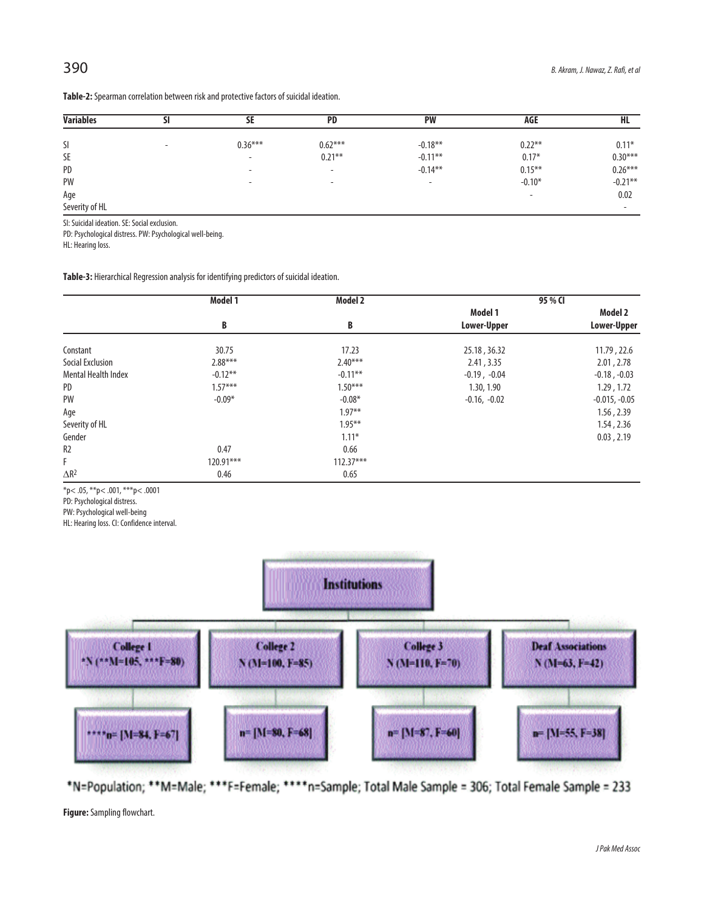**Table-2:** Spearman correlation between risk and protective factors of suicidal ideation.

| Variables | SI | SE | PD | PW | AGE | HL |
|---|---|---|---|---|---|---|
| SI | - | 0.36*** | 0.62*** | -0.18** | 0.22** | 0.11* |
| SE | | - | 0.21** | -0.11** | 0.17* | 0.30*** |
| PD | | - | - | -0.14** | 0.15** | 0.26*** |
| PW | | - | - | - | -0.10* | -0.21** |
| Age | | | | | - | 0.02 |
| Severity of HL | | | | | | - |

SI: Suicidal ideation. SE: Social exclusion.
PD: Psychological distress. PW: Psychological well-being.
HL: Hearing loss.

**Table-3:** Hierarchical Regression analysis for identifying predictors of suicidal ideation.

| | Model 1 | Model 2 | 95 % CI | |
|---|---|---|---|---|
| | | | Model 1 | Model 2 |
| | B | B | Lower-Upper | Lower-Upper |
| Constant | 30.75 | 17.23 | 25.18 , 36.32 | 11.79 , 22.6 |
| Social Exclusion | 2.88*** | 2.40*** | 2.41 , 3.35 | 2.01 , 2.78 |
| Mental Health Index | -0.12** | -0.11** | -0.19 , -0.04 | -0.18 , -0.03 |
| PD | 1.57*** | 1.50*** | 1.30, 1.90 | 1.29 , 1.72 |
| PW | -0.09* | -0.08* | -0.16, -0.02 | -0.015, -0.05 |
| Age | | 1.97** | | 1.56 , 2.39 |
| Severity of HL | | 1.95** | | 1.54 , 2.36 |
| Gender | | 1.11* | | 0.03 , 2.19 |
| R2 | 0.47 | 0.66 | | |
| F | 120.91*** | 112.37*** | | |
| $\Delta R^2$ | 0.46 | 0.65 | | |

*p< .05, **p< .001, ***p< .0001
PD: Psychological distress.
PW: Psychological well-being
HL: Hearing loss. CI: Confidence interval.

Institutions

- College 1 — *N (**M=105, ***F=80) — ****n= [M=84, F=67]
- College 2 — N (M=100, F=85) — n= [M=80, F=68]
- College 3 — N (M=110, F=70) — n= [M=87, F=60]
- Deaf Associations — N (M=63, F=42) — n= [M=55, F=38]

*N=Population; **M=Male; ***F=Female; ****n=Sample; Total Male Sample = 306; Total Female Sample = 233

**Figure:** Sampling flowchart.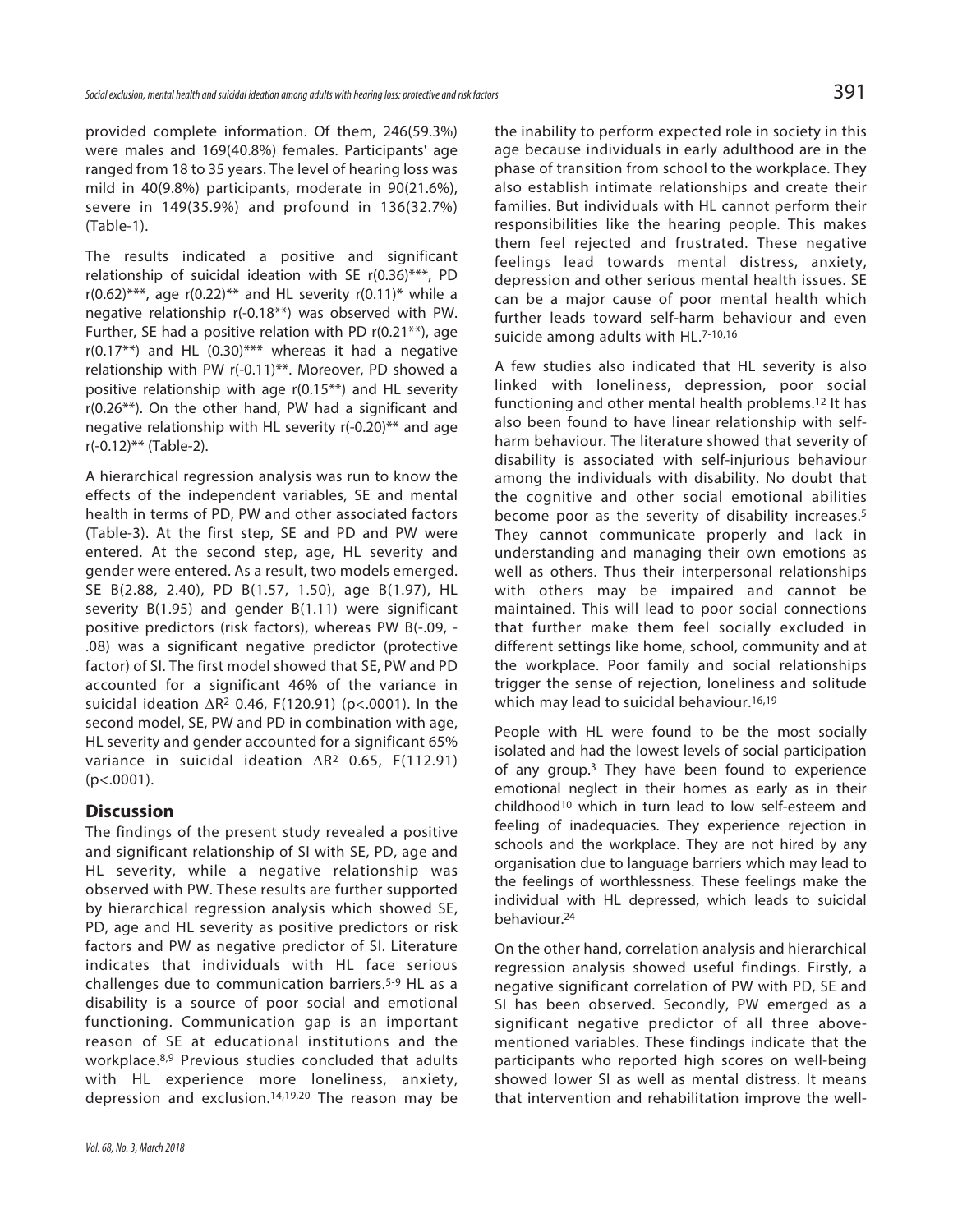provided complete information. Of them, 246(59.3%) were males and 169(40.8%) females. Participants' age ranged from 18 to 35 years. The level of hearing loss was mild in 40(9.8%) participants, moderate in 90(21.6%), severe in 149(35.9%) and profound in 136(32.7%) (Table-1).

The results indicated a positive and significant relationship of suicidal ideation with SE r(0.36)***, PD r(0.62)***, age r(0.22)** and HL severity r(0.11)* while a negative relationship r(-0.18**) was observed with PW. Further, SE had a positive relation with PD r(0.21**), age r(0.17**) and HL (0.30)*** whereas it had a negative relationship with PW r(-0.11)**. Moreover, PD showed a positive relationship with age r(0.15**) and HL severity r(0.26**). On the other hand, PW had a significant and negative relationship with HL severity r(-0.20)** and age r(-0.12)** (Table-2).

A hierarchical regression analysis was run to know the effects of the independent variables, SE and mental health in terms of PD, PW and other associated factors (Table-3). At the first step, SE and PD and PW were entered. At the second step, age, HL severity and gender were entered. As a result, two models emerged. SE B(2.88, 2.40), PD B(1.57, 1.50), age B(1.97), HL severity B(1.95) and gender B(1.11) were significant positive predictors (risk factors), whereas PW B(-.09, -.08) was a significant negative predictor (protective factor) of SI. The first model showed that SE, PW and PD accounted for a significant 46% of the variance in suicidal ideation $\Delta R^2$ 0.46, F(120.91) (p<.0001). In the second model, SE, PW and PD in combination with age, HL severity and gender accounted for a significant 65% variance in suicidal ideation $\Delta R^2$ 0.65, F(112.91) (p<.0001).

## Discussion

The findings of the present study revealed a positive and significant relationship of SI with SE, PD, age and HL severity, while a negative relationship was observed with PW. These results are further supported by hierarchical regression analysis which showed SE, PD, age and HL severity as positive predictors or risk factors and PW as negative predictor of SI. Literature indicates that individuals with HL face serious challenges due to communication barriers.[5-9] HL as a disability is a source of poor social and emotional functioning. Communication gap is an important reason of SE at educational institutions and the workplace.[8,9] Previous studies concluded that adults with HL experience more loneliness, anxiety, depression and exclusion.[14,19,20] The reason may be the inability to perform expected role in society in this age because individuals in early adulthood are in the phase of transition from school to the workplace. They also establish intimate relationships and create their families. But individuals with HL cannot perform their responsibilities like the hearing people. This makes them feel rejected and frustrated. These negative feelings lead towards mental distress, anxiety, depression and other serious mental health issues. SE can be a major cause of poor mental health which further leads toward self-harm behaviour and even suicide among adults with HL.[7-10,16]

A few studies also indicated that HL severity is also linked with loneliness, depression, poor social functioning and other mental health problems.[12] It has also been found to have linear relationship with self-harm behaviour. The literature showed that severity of disability is associated with self-injurious behaviour among the individuals with disability. No doubt that the cognitive and other social emotional abilities become poor as the severity of disability increases.[5] They cannot communicate properly and lack in understanding and managing their own emotions as well as others. Thus their interpersonal relationships with others may be impaired and cannot be maintained. This will lead to poor social connections that further make them feel socially excluded in different settings like home, school, community and at the workplace. Poor family and social relationships trigger the sense of rejection, loneliness and solitude which may lead to suicidal behaviour.[16,19]

People with HL were found to be the most socially isolated and had the lowest levels of social participation of any group.[3] They have been found to experience emotional neglect in their homes as early as in their childhood[10] which in turn lead to low self-esteem and feeling of inadequacies. They experience rejection in schools and the workplace. They are not hired by any organisation due to language barriers which may lead to the feelings of worthlessness. These feelings make the individual with HL depressed, which leads to suicidal behaviour.[24]

On the other hand, correlation analysis and hierarchical regression analysis showed useful findings. Firstly, a negative significant correlation of PW with PD, SE and SI has been observed. Secondly, PW emerged as a significant negative predictor of all three above-mentioned variables. These findings indicate that the participants who reported high scores on well-being showed lower SI as well as mental distress. It means that intervention and rehabilitation improve the well-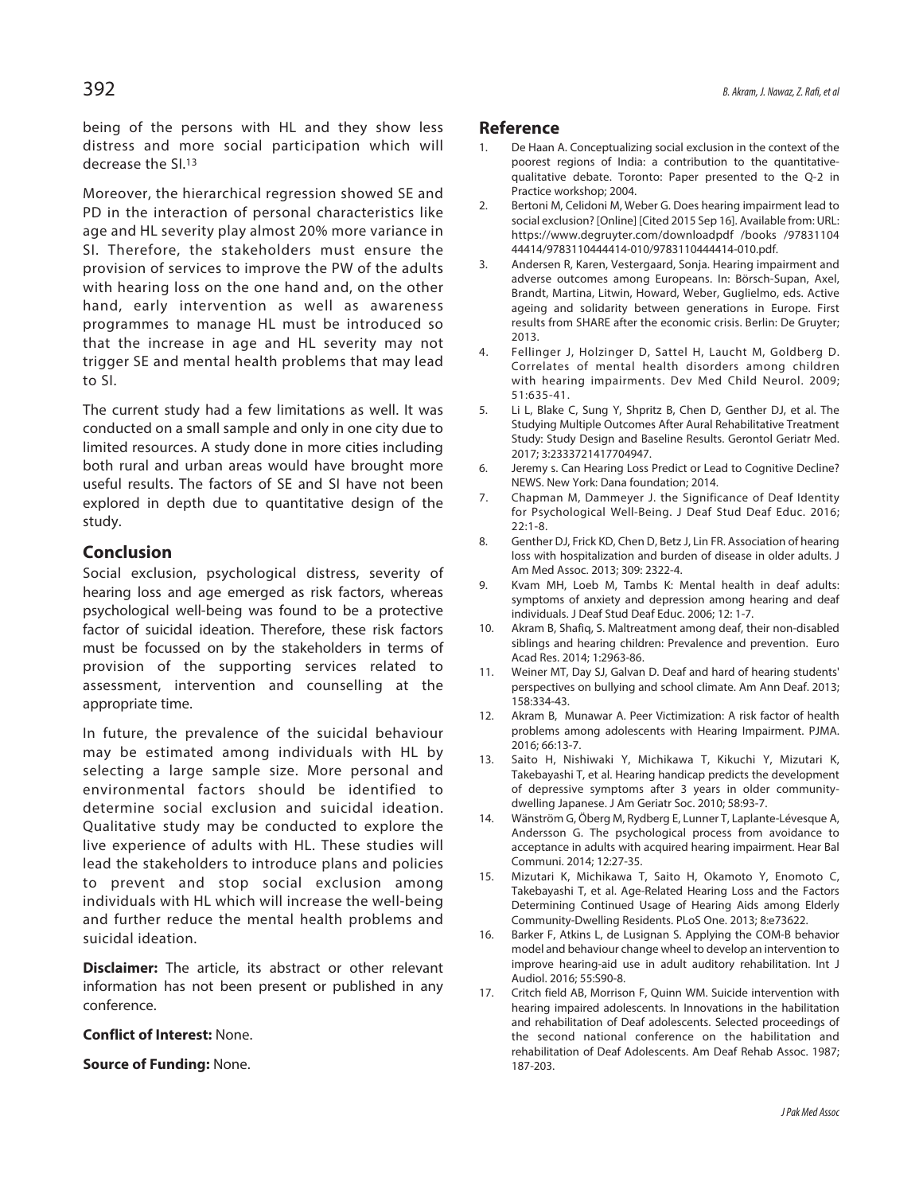being of the persons with HL and they show less distress and more social participation which will decrease the SI.[13]

Moreover, the hierarchical regression showed SE and PD in the interaction of personal characteristics like age and HL severity play almost 20% more variance in SI. Therefore, the stakeholders must ensure the provision of services to improve the PW of the adults with hearing loss on the one hand and, on the other hand, early intervention as well as awareness programmes to manage HL must be introduced so that the increase in age and HL severity may not trigger SE and mental health problems that may lead to SI.

The current study had a few limitations as well. It was conducted on a small sample and only in one city due to limited resources. A study done in more cities including both rural and urban areas would have brought more useful results. The factors of SE and SI have not been explored in depth due to quantitative design of the study.

## Conclusion

Social exclusion, psychological distress, severity of hearing loss and age emerged as risk factors, whereas psychological well-being was found to be a protective factor of suicidal ideation. Therefore, these risk factors must be focussed on by the stakeholders in terms of provision of the supporting services related to assessment, intervention and counselling at the appropriate time.

In future, the prevalence of the suicidal behaviour may be estimated among individuals with HL by selecting a large sample size. More personal and environmental factors should be identified to determine social exclusion and suicidal ideation. Qualitative study may be conducted to explore the live experience of adults with HL. These studies will lead the stakeholders to introduce plans and policies to prevent and stop social exclusion among individuals with HL which will increase the well-being and further reduce the mental health problems and suicidal ideation.

**Disclaimer:** The article, its abstract or other relevant information has not been present or published in any conference.

**Conflict of Interest:** None.

**Source of Funding:** None.

## Reference

1. De Haan A. Conceptualizing social exclusion in the context of the poorest regions of India: a contribution to the quantitative-qualitative debate. Toronto: Paper presented to the Q-2 in Practice workshop; 2004.
2. Bertoni M, Celidoni M, Weber G. Does hearing impairment lead to social exclusion? [Online] [Cited 2015 Sep 16]. Available from: URL: https://www.degruyter.com/downloadpdf /books /9783110444414/9783110444414-010/9783110444414-010.pdf.
3. Andersen R, Karen, Vestergaard, Sonja. Hearing impairment and adverse outcomes among Europeans. In: Börsch-Supan, Axel, Brandt, Martina, Litwin, Howard, Weber, Guglielmo, eds. Active ageing and solidarity between generations in Europe. First results from SHARE after the economic crisis. Berlin: De Gruyter; 2013.
4. Fellinger J, Holzinger D, Sattel H, Laucht M, Goldberg D. Correlates of mental health disorders among children with hearing impairments. Dev Med Child Neurol. 2009; 51:635-41.
5. Li L, Blake C, Sung Y, Shpritz B, Chen D, Genther DJ, et al. The Studying Multiple Outcomes After Aural Rehabilitative Treatment Study: Study Design and Baseline Results. Gerontol Geriatr Med. 2017; 3:2333721417704947.
6. Jeremy s. Can Hearing Loss Predict or Lead to Cognitive Decline? NEWS. New York: Dana foundation; 2014.
7. Chapman M, Dammeyer J. the Significance of Deaf Identity for Psychological Well-Being. J Deaf Stud Deaf Educ. 2016; 22:1-8.
8. Genther DJ, Frick KD, Chen D, Betz J, Lin FR. Association of hearing loss with hospitalization and burden of disease in older adults. J Am Med Assoc. 2013; 309: 2322-4.
9. Kvam MH, Loeb M, Tambs K: Mental health in deaf adults: symptoms of anxiety and depression among hearing and deaf individuals. J Deaf Stud Deaf Educ. 2006; 12: 1-7.
10. Akram B, Shafiq, S. Maltreatment among deaf, their non-disabled siblings and hearing children: Prevalence and prevention. Euro Acad Res. 2014; 1:2963-86.
11. Weiner MT, Day SJ, Galvan D. Deaf and hard of hearing students' perspectives on bullying and school climate. Am Ann Deaf. 2013; 158:334-43.
12. Akram B, Munawar A. Peer Victimization: A risk factor of health problems among adolescents with Hearing Impairment. PJMA. 2016; 66:13-7.
13. Saito H, Nishiwaki Y, Michikawa T, Kikuchi Y, Mizutari K, Takebayashi T, et al. Hearing handicap predicts the development of depressive symptoms after 3 years in older community-dwelling Japanese. J Am Geriatr Soc. 2010; 58:93-7.
14. Wänström G, Öberg M, Rydberg E, Lunner T, Laplante-Lévesque A, Andersson G. The psychological process from avoidance to acceptance in adults with acquired hearing impairment. Hear Bal Communi. 2014; 12:27-35.
15. Mizutari K, Michikawa T, Saito H, Okamoto Y, Enomoto C, Takebayashi T, et al. Age-Related Hearing Loss and the Factors Determining Continued Usage of Hearing Aids among Elderly Community-Dwelling Residents. PLoS One. 2013; 8:e73622.
16. Barker F, Atkins L, de Lusignan S. Applying the COM-B behavior model and behaviour change wheel to develop an intervention to improve hearing-aid use in adult auditory rehabilitation. Int J Audiol. 2016; 55:S90-8.
17. Critch field AB, Morrison F, Quinn WM. Suicide intervention with hearing impaired adolescents. In Innovations in the habilitation and rehabilitation of Deaf adolescents. Selected proceedings of the second national conference on the habilitation and rehabilitation of Deaf Adolescents. Am Deaf Rehab Assoc. 1987; 187-203.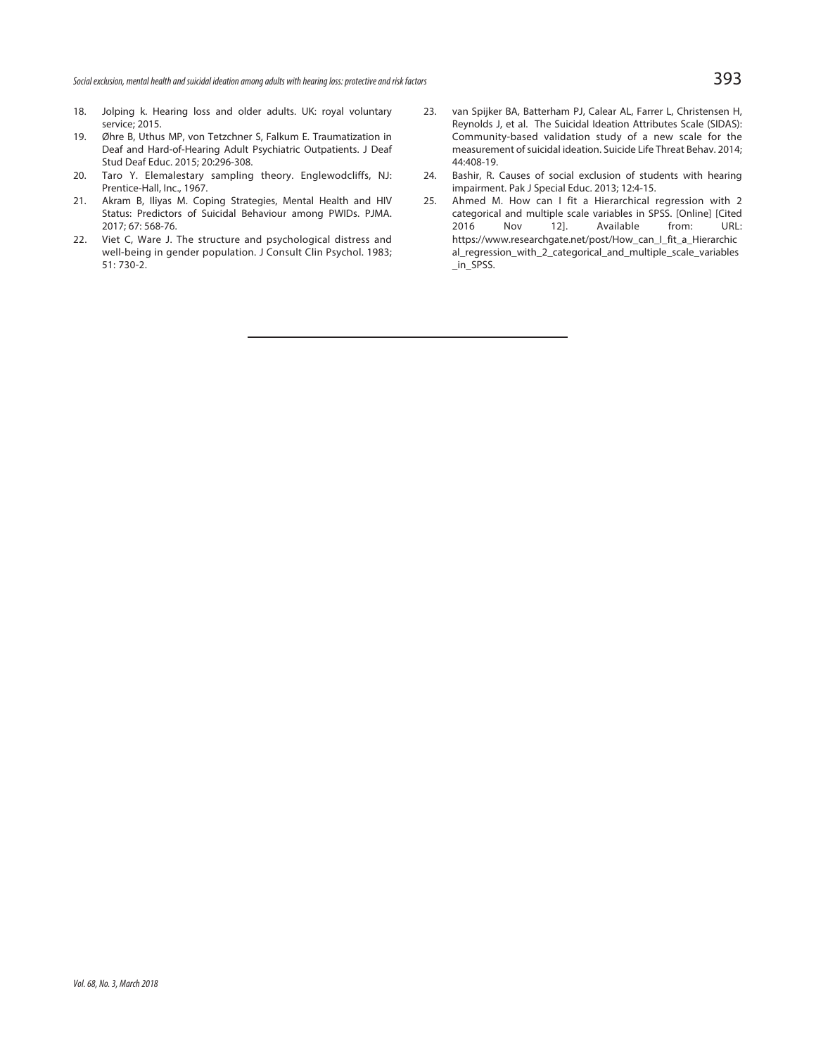18. Jolping k. Hearing loss and older adults. UK: royal voluntary service; 2015.
19. Øhre B, Uthus MP, von Tetzchner S, Falkum E. Traumatization in Deaf and Hard-of-Hearing Adult Psychiatric Outpatients. J Deaf Stud Deaf Educ. 2015; 20:296-308.
20. Taro Y. Elemalestary sampling theory. Englewodcliffs, NJ: Prentice-Hall, Inc., 1967.
21. Akram B, Iliyas M. Coping Strategies, Mental Health and HIV Status: Predictors of Suicidal Behaviour among PWIDs. PJMA. 2017; 67: 568-76.
22. Viet C, Ware J. The structure and psychological distress and well-being in gender population. J Consult Clin Psychol. 1983; 51: 730-2.
23. van Spijker BA, Batterham PJ, Calear AL, Farrer L, Christensen H, Reynolds J, et al. The Suicidal Ideation Attributes Scale (SIDAS): Community-based validation study of a new scale for the measurement of suicidal ideation. Suicide Life Threat Behav. 2014; 44:408-19.
24. Bashir, R. Causes of social exclusion of students with hearing impairment. Pak J Special Educ. 2013; 12:4-15.
25. Ahmed M. How can I fit a Hierarchical regression with 2 categorical and multiple scale variables in SPSS. [Online] [Cited 2016 Nov 12]. Available from: URL: https://www.researchgate.net/post/How_can_I_fit_a_Hierarchical_regression_with_2_categorical_and_multiple_scale_variables_in_SPSS.